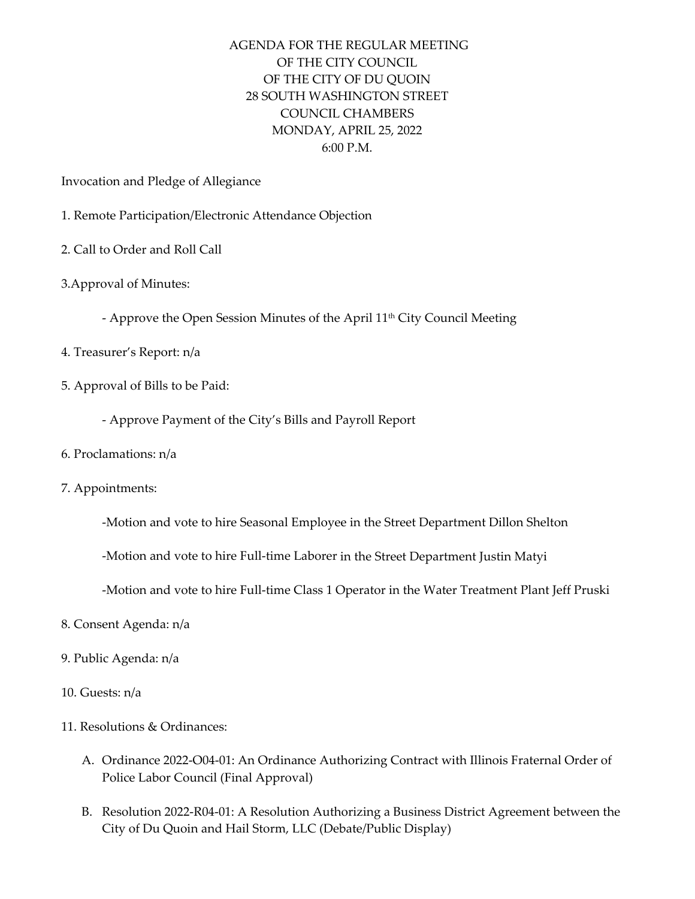# AGENDA FOR THE REGULAR MEETING OF THE CITY COUNCIL OF THE CITY OF DU QUOIN

28 SOUTH WASHINGTON STREET
COUNCIL CHAMBERS
MONDAY, APRIL 25, 2022
6:00 P.M.

Invocation and Pledge of Allegiance

1. Remote Participation/Electronic Attendance Objection

2. Call to Order and Roll Call

3. Approval of Minutes:

   - Approve the Open Session Minutes of the April 11th City Council Meeting

4. Treasurer's Report: n/a

5. Approval of Bills to be Paid:

   - Approve Payment of the City's Bills and Payroll Report

6. Proclamations: n/a

7. Appointments:

   - Motion and vote to hire Seasonal Employee in the Street Department Dillon Shelton

   - Motion and vote to hire Full-time Laborer in the Street Department Justin Matyi

   - Motion and vote to hire Full-time Class 1 Operator in the Water Treatment Plant Jeff Pruski

8. Consent Agenda: n/a

9. Public Agenda: n/a

10. Guests: n/a

11. Resolutions & Ordinances:

    A. Ordinance 2022-O04-01: An Ordinance Authorizing Contract with Illinois Fraternal Order of Police Labor Council (Final Approval)

    B. Resolution 2022-R04-01: A Resolution Authorizing a Business District Agreement between the City of Du Quoin and Hail Storm, LLC (Debate/Public Display)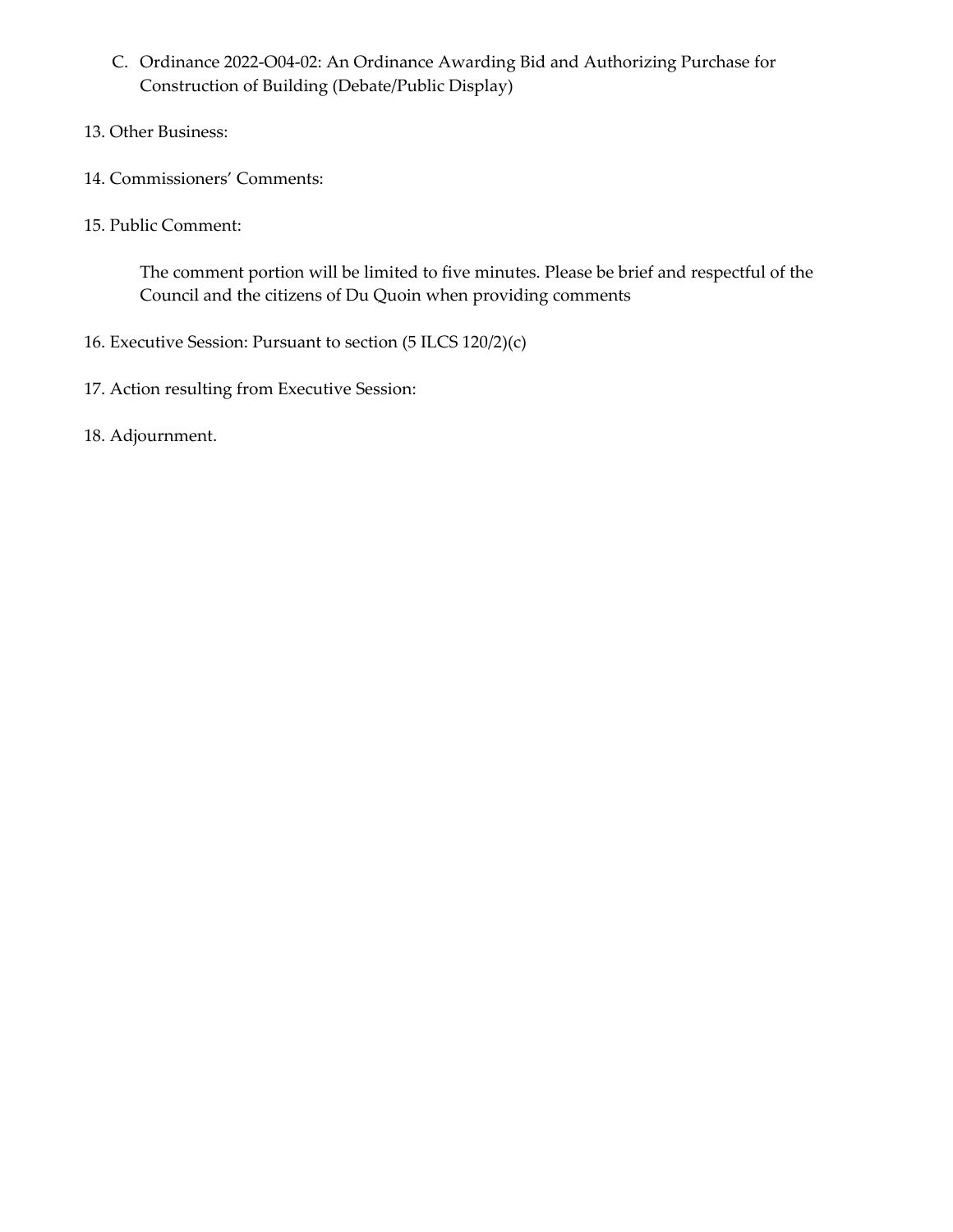C. Ordinance 2022-O04-02: An Ordinance Awarding Bid and Authorizing Purchase for Construction of Building (Debate/Public Display)

13. Other Business:

14. Commissioners' Comments:

15. Public Comment:

    The comment portion will be limited to five minutes. Please be brief and respectful of the Council and the citizens of Du Quoin when providing comments

16. Executive Session: Pursuant to section (5 ILCS 120/2)(c)

17. Action resulting from Executive Session:

18. Adjournment.